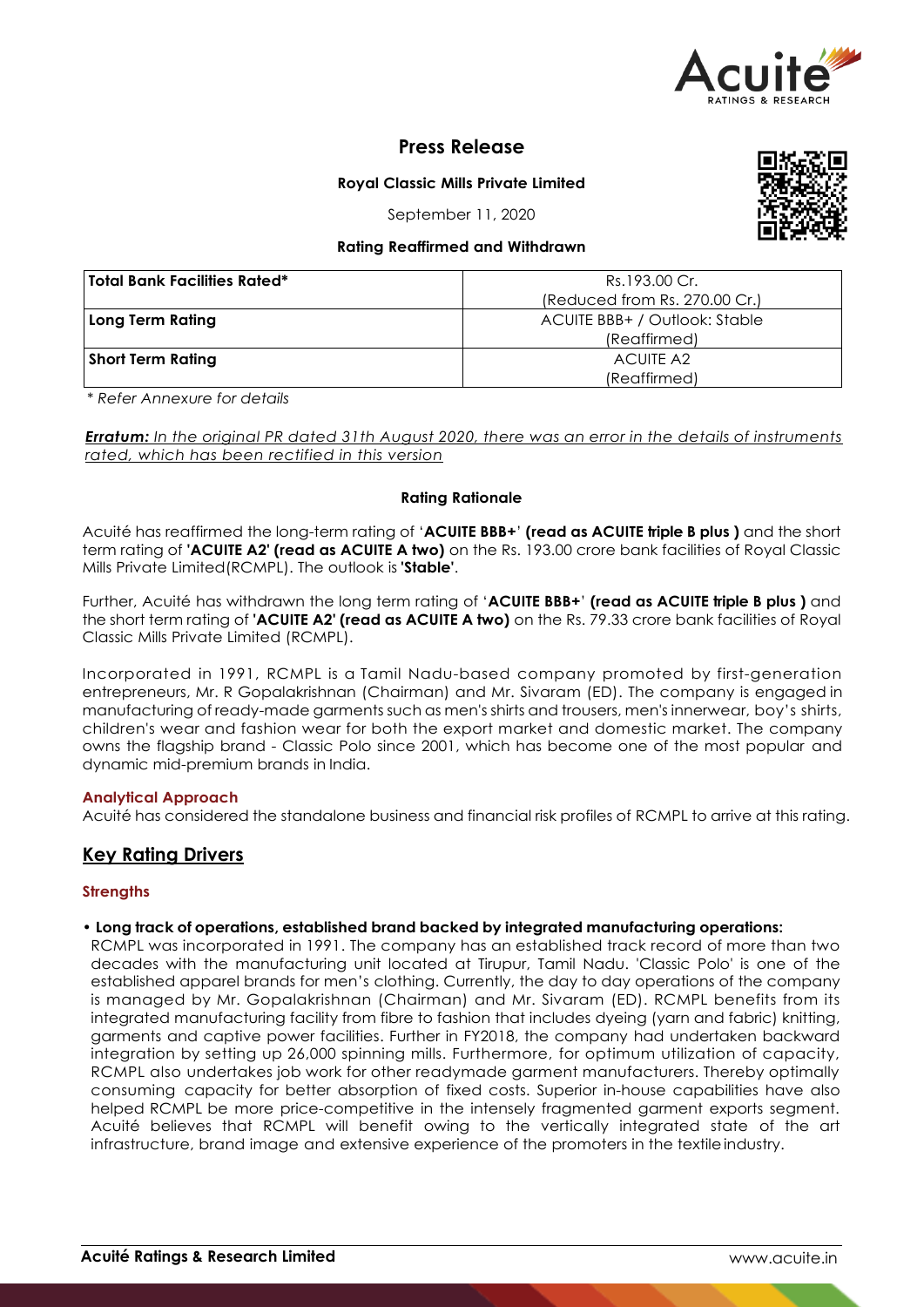# Press Release

**Royal Classic Mills Private Limited**

September 11, 2020

**Rating Reaffirmed and Withdrawn**

| **Total Bank Facilities Rated*** | Rs.193.00 Cr. (Reduced from Rs. 270.00 Cr.) |
|---|---|
| **Long Term Rating** | ACUITE BBB+ / Outlook: Stable (Reaffirmed) |
| **Short Term Rating** | ACUITE A2 (Reaffirmed) |

*\* Refer Annexure for details*

***Erratum:** In the original PR dated 31th August 2020, there was an error in the details of instruments rated, which has been rectified in this version*

**Rating Rationale**

Acuité has reaffirmed the long-term rating of '**ACUITE BBB+**' **(read as ACUITE triple B plus )** and the short term rating of **'ACUITE A2' (read as ACUITE A two)** on the Rs. 193.00 crore bank facilities of Royal Classic Mills Private Limited(RCMPL). The outlook is **'Stable'**.

Further, Acuité has withdrawn the long term rating of '**ACUITE BBB+**' **(read as ACUITE triple B plus )** and the short term rating of **'ACUITE A2' (read as ACUITE A two)** on the Rs. 79.33 crore bank facilities of Royal Classic Mills Private Limited (RCMPL).

Incorporated in 1991, RCMPL is a Tamil Nadu-based company promoted by first-generation entrepreneurs, Mr. R Gopalakrishnan (Chairman) and Mr. Sivaram (ED). The company is engaged in manufacturing of ready-made garments such as men's shirts and trousers, men's innerwear, boy's shirts, children's wear and fashion wear for both the export market and domestic market. The company owns the flagship brand - Classic Polo since 2001, which has become one of the most popular and dynamic mid-premium brands in India.

### Analytical Approach

Acuité has considered the standalone business and financial risk profiles of RCMPL to arrive at this rating.

## Key Rating Drivers

### Strengths

- **Long track of operations, established brand backed by integrated manufacturing operations:**
  RCMPL was incorporated in 1991. The company has an established track record of more than two decades with the manufacturing unit located at Tirupur, Tamil Nadu. 'Classic Polo' is one of the established apparel brands for men's clothing. Currently, the day to day operations of the company is managed by Mr. Gopalakrishnan (Chairman) and Mr. Sivaram (ED). RCMPL benefits from its integrated manufacturing facility from fibre to fashion that includes dyeing (yarn and fabric) knitting, garments and captive power facilities. Further in FY2018, the company had undertaken backward integration by setting up 26,000 spinning mills. Furthermore, for optimum utilization of capacity, RCMPL also undertakes job work for other readymade garment manufacturers. Thereby optimally consuming capacity for better absorption of fixed costs. Superior in-house capabilities have also helped RCMPL be more price-competitive in the intensely fragmented garment exports segment. Acuité believes that RCMPL will benefit owing to the vertically integrated state of the art infrastructure, brand image and extensive experience of the promoters in the textile industry.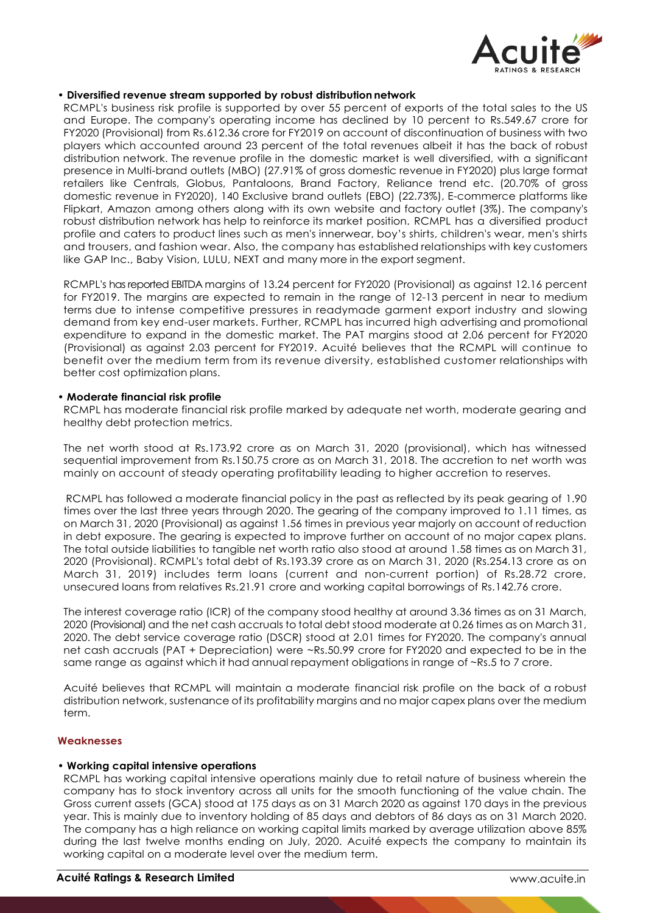- **Diversified revenue stream supported by robust distribution network**

  RCMPL's business risk profile is supported by over 55 percent of exports of the total sales to the US and Europe. The company's operating income has declined by 10 percent to Rs.549.67 crore for FY2020 (Provisional) from Rs.612.36 crore for FY2019 on account of discontinuation of business with two players which accounted around 23 percent of the total revenues albeit it has the back of robust distribution network. The revenue profile in the domestic market is well diversified, with a significant presence in Multi-brand outlets (MBO) (27.91% of gross domestic revenue in FY2020) plus large format retailers like Centrals, Globus, Pantaloons, Brand Factory, Reliance trend etc. (20.70% of gross domestic revenue in FY2020), 140 Exclusive brand outlets (EBO) (22.73%), E-commerce platforms like Flipkart, Amazon among others along with its own website and factory outlet (3%). The company's robust distribution network has help to reinforce its market position. RCMPL has a diversified product profile and caters to product lines such as men's innerwear, boy's shirts, children's wear, men's shirts and trousers, and fashion wear. Also, the company has established relationships with key customers like GAP Inc., Baby Vision, LULU, NEXT and many more in the export segment.

  RCMPL's has reported EBITDA margins of 13.24 percent for FY2020 (Provisional) as against 12.16 percent for FY2019. The margins are expected to remain in the range of 12-13 percent in near to medium terms due to intense competitive pressures in readymade garment export industry and slowing demand from key end-user markets. Further, RCMPL has incurred high advertising and promotional expenditure to expand in the domestic market. The PAT margins stood at 2.06 percent for FY2020 (Provisional) as against 2.03 percent for FY2019. Acuité believes that the RCMPL will continue to benefit over the medium term from its revenue diversity, established customer relationships with better cost optimization plans.

- **Moderate financial risk profile**

  RCMPL has moderate financial risk profile marked by adequate net worth, moderate gearing and healthy debt protection metrics.

  The net worth stood at Rs.173.92 crore as on March 31, 2020 (provisional), which has witnessed sequential improvement from Rs.150.75 crore as on March 31, 2018. The accretion to net worth was mainly on account of steady operating profitability leading to higher accretion to reserves.

  RCMPL has followed a moderate financial policy in the past as reflected by its peak gearing of 1.90 times over the last three years through 2020. The gearing of the company improved to 1.11 times, as on March 31, 2020 (Provisional) as against 1.56 times in previous year majorly on account of reduction in debt exposure. The gearing is expected to improve further on account of no major capex plans. The total outside liabilities to tangible net worth ratio also stood at around 1.58 times as on March 31, 2020 (Provisional). RCMPL's total debt of Rs.193.39 crore as on March 31, 2020 (Rs.254.13 crore as on March 31, 2019) includes term loans (current and non-current portion) of Rs.28.72 crore, unsecured loans from relatives Rs.21.91 crore and working capital borrowings of Rs.142.76 crore.

  The interest coverage ratio (ICR) of the company stood healthy at around 3.36 times as on 31 March, 2020 (Provisional) and the net cash accruals to total debt stood moderate at 0.26 times as on March 31, 2020. The debt service coverage ratio (DSCR) stood at 2.01 times for FY2020. The company's annual net cash accruals (PAT + Depreciation) were ~Rs.50.99 crore for FY2020 and expected to be in the same range as against which it had annual repayment obligations in range of ~Rs.5 to 7 crore.

  Acuité believes that RCMPL will maintain a moderate financial risk profile on the back of a robust distribution network, sustenance of its profitability margins and no major capex plans over the medium term.

## Weaknesses

- **Working capital intensive operations**

  RCMPL has working capital intensive operations mainly due to retail nature of business wherein the company has to stock inventory across all units for the smooth functioning of the value chain. The Gross current assets (GCA) stood at 175 days as on 31 March 2020 as against 170 days in the previous year. This is mainly due to inventory holding of 85 days and debtors of 86 days as on 31 March 2020. The company has a high reliance on working capital limits marked by average utilization above 85% during the last twelve months ending on July, 2020. Acuité expects the company to maintain its working capital on a moderate level over the medium term.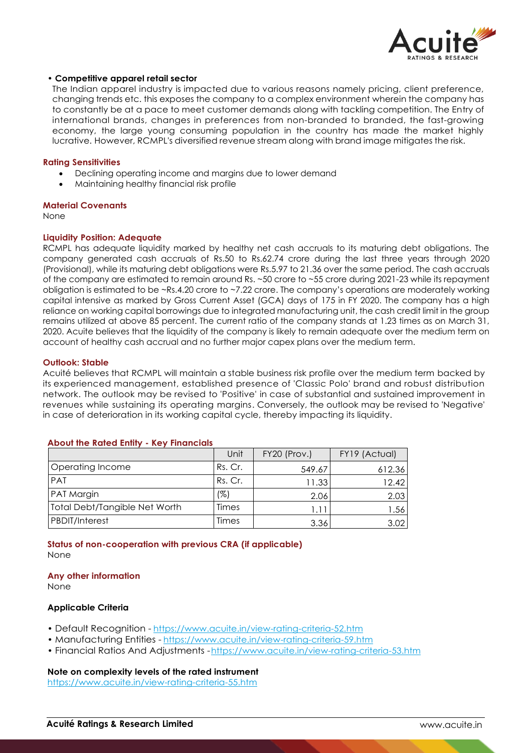- **Competitive apparel retail sector**

  The Indian apparel industry is impacted due to various reasons namely pricing, client preference, changing trends etc. this exposes the company to a complex environment wherein the company has to constantly be at a pace to meet customer demands along with tackling competition. The Entry of international brands, changes in preferences from non-branded to branded, the fast-growing economy, the large young consuming population in the country has made the market highly lucrative. However, RCMPL's diversified revenue stream along with brand image mitigates the risk.

### Rating Sensitivities

- Declining operating income and margins due to lower demand
- Maintaining healthy financial risk profile

### Material Covenants

None

### Liquidity Position: Adequate

RCMPL has adequate liquidity marked by healthy net cash accruals to its maturing debt obligations. The company generated cash accruals of Rs.50 to Rs.62.74 crore during the last three years through 2020 (Provisional), while its maturing debt obligations were Rs.5.97 to 21.36 over the same period. The cash accruals of the company are estimated to remain around Rs. ~50 crore to ~55 crore during 2021-23 while its repayment obligation is estimated to be ~Rs.4.20 crore to ~7.22 crore. The company's operations are moderately working capital intensive as marked by Gross Current Asset (GCA) days of 175 in FY 2020. The company has a high reliance on working capital borrowings due to integrated manufacturing unit, the cash credit limit in the group remains utilized at above 85 percent. The current ratio of the company stands at 1.23 times as on March 31, 2020. Acuite believes that the liquidity of the company is likely to remain adequate over the medium term on account of healthy cash accrual and no further major capex plans over the medium term.

### Outlook: Stable

Acuité believes that RCMPL will maintain a stable business risk profile over the medium term backed by its experienced management, established presence of 'Classic Polo' brand and robust distribution network. The outlook may be revised to 'Positive' in case of substantial and sustained improvement in revenues while sustaining its operating margins. Conversely, the outlook may be revised to 'Negative' in case of deterioration in its working capital cycle, thereby impacting its liquidity.

### About the Rated Entity - Key Financials

| | Unit | FY20 (Prov.) | FY19 (Actual) |
|---|---|---|---|
| Operating Income | Rs. Cr. | 549.67 | 612.36 |
| PAT | Rs. Cr. | 11.33 | 12.42 |
| PAT Margin | (%) | 2.06 | 2.03 |
| Total Debt/Tangible Net Worth | Times | 1.11 | 1.56 |
| PBDIT/Interest | Times | 3.36 | 3.02 |

### Status of non-cooperation with previous CRA (if applicable)

None

### Any other information

None

### Applicable Criteria

- Default Recognition - https://www.acuite.in/view-rating-criteria-52.htm
- Manufacturing Entities - https://www.acuite.in/view-rating-criteria-59.htm
- Financial Ratios And Adjustments -https://www.acuite.in/view-rating-criteria-53.htm

### Note on complexity levels of the rated instrument

https://www.acuite.in/view-rating-criteria-55.htm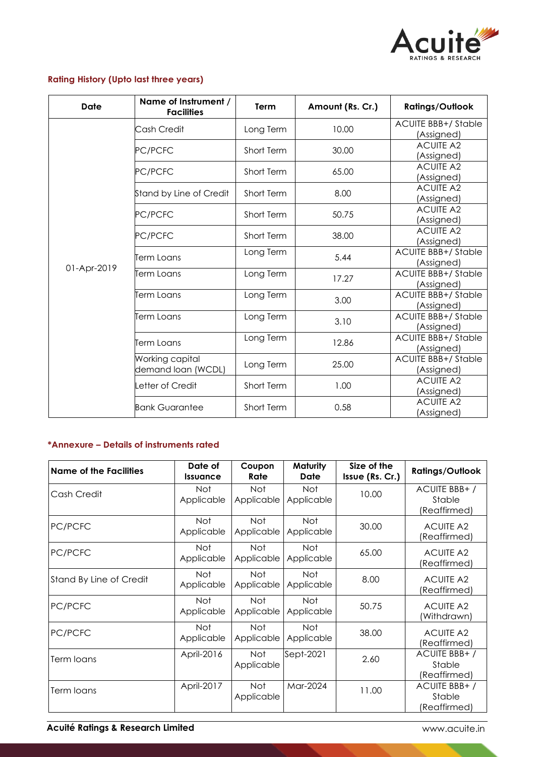## Rating History (Upto last three years)

| Date | Name of Instrument / Facilities | Term | Amount (Rs. Cr.) | Ratings/Outlook |
|---|---|---|---|---|
| 01-Apr-2019 | Cash Credit | Long Term | 10.00 | ACUITE BBB+/ Stable (Assigned) |
| | PC/PCFC | Short Term | 30.00 | ACUITE A2 (Assigned) |
| | PC/PCFC | Short Term | 65.00 | ACUITE A2 (Assigned) |
| | Stand by Line of Credit | Short Term | 8.00 | ACUITE A2 (Assigned) |
| | PC/PCFC | Short Term | 50.75 | ACUITE A2 (Assigned) |
| | PC/PCFC | Short Term | 38.00 | ACUITE A2 (Assigned) |
| | Term Loans | Long Term | 5.44 | ACUITE BBB+/ Stable (Assigned) |
| | Term Loans | Long Term | 17.27 | ACUITE BBB+/ Stable (Assigned) |
| | Term Loans | Long Term | 3.00 | ACUITE BBB+/ Stable (Assigned) |
| | Term Loans | Long Term | 3.10 | ACUITE BBB+/ Stable (Assigned) |
| | Term Loans | Long Term | 12.86 | ACUITE BBB+/ Stable (Assigned) |
| | Working capital demand loan (WCDL) | Long Term | 25.00 | ACUITE BBB+/ Stable (Assigned) |
| | Letter of Credit | Short Term | 1.00 | ACUITE A2 (Assigned) |
| | Bank Guarantee | Short Term | 0.58 | ACUITE A2 (Assigned) |

## *Annexure – Details of instruments rated

| Name of the Facilities | Date of Issuance | Coupon Rate | Maturity Date | Size of the Issue (Rs. Cr.) | Ratings/Outlook |
|---|---|---|---|---|---|
| Cash Credit | Not Applicable | Not Applicable | Not Applicable | 10.00 | ACUITE BBB+ / Stable (Reaffirmed) |
| PC/PCFC | Not Applicable | Not Applicable | Not Applicable | 30.00 | ACUITE A2 (Reaffirmed) |
| PC/PCFC | Not Applicable | Not Applicable | Not Applicable | 65.00 | ACUITE A2 (Reaffirmed) |
| Stand By Line of Credit | Not Applicable | Not Applicable | Not Applicable | 8.00 | ACUITE A2 (Reaffirmed) |
| PC/PCFC | Not Applicable | Not Applicable | Not Applicable | 50.75 | ACUITE A2 (Withdrawn) |
| PC/PCFC | Not Applicable | Not Applicable | Not Applicable | 38.00 | ACUITE A2 (Reaffirmed) |
| Term loans | April-2016 | Not Applicable | Sept-2021 | 2.60 | ACUITE BBB+ / Stable (Reaffirmed) |
| Term loans | April-2017 | Not Applicable | Mar-2024 | 11.00 | ACUITE BBB+ / Stable (Reaffirmed) |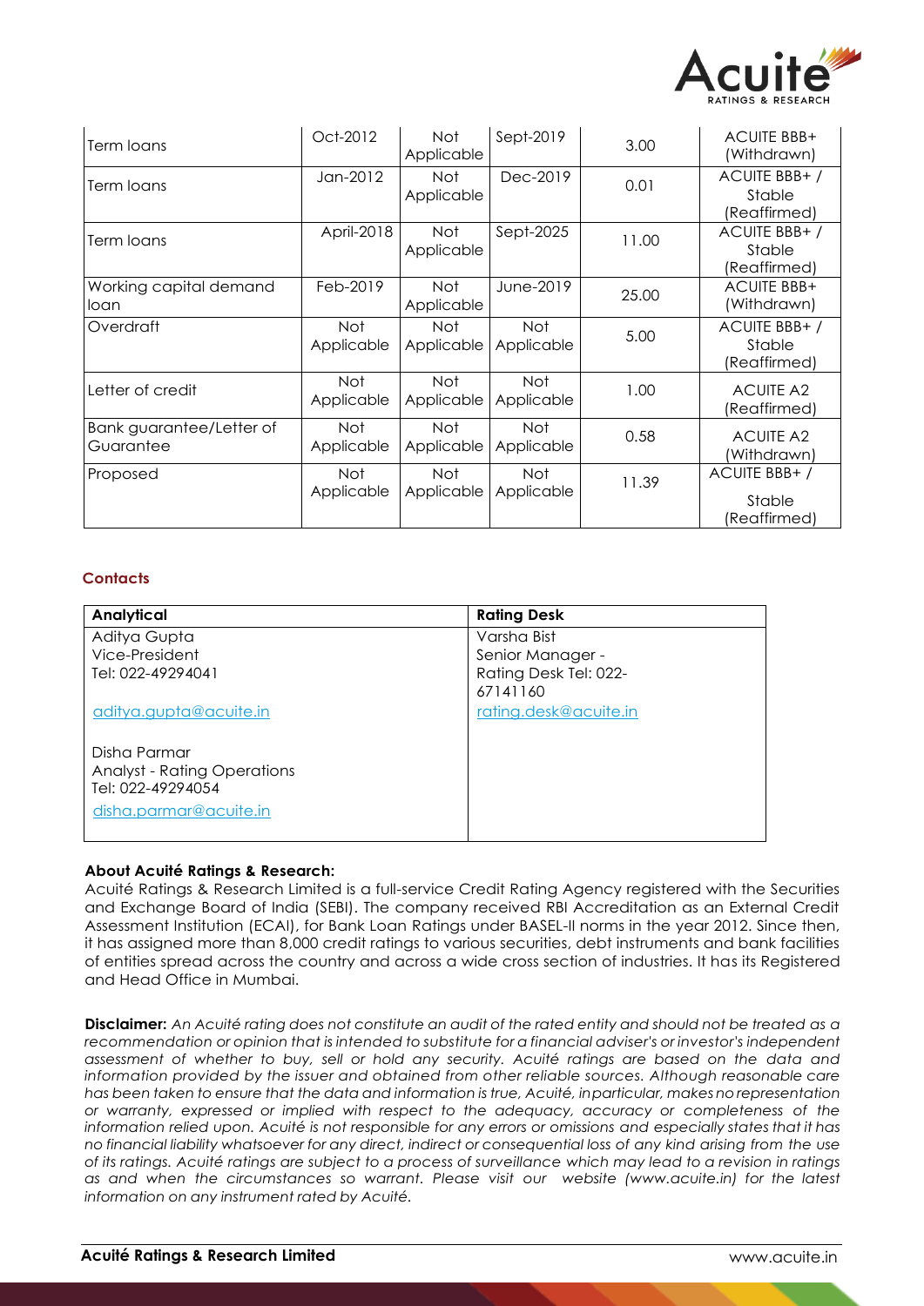| | | | | | |
|---|---|---|---|---|---|
| Term loans | Oct-2012 | Not Applicable | Sept-2019 | 3.00 | ACUITE BBB+ (Withdrawn) |
| Term loans | Jan-2012 | Not Applicable | Dec-2019 | 0.01 | ACUITE BBB+ / Stable (Reaffirmed) |
| Term loans | April-2018 | Not Applicable | Sept-2025 | 11.00 | ACUITE BBB+ / Stable (Reaffirmed) |
| Working capital demand loan | Feb-2019 | Not Applicable | June-2019 | 25.00 | ACUITE BBB+ (Withdrawn) |
| Overdraft | Not Applicable | Not Applicable | Not Applicable | 5.00 | ACUITE BBB+ / Stable (Reaffirmed) |
| Letter of credit | Not Applicable | Not Applicable | Not Applicable | 1.00 | ACUITE A2 (Reaffirmed) |
| Bank guarantee/Letter of Guarantee | Not Applicable | Not Applicable | Not Applicable | 0.58 | ACUITE A2 (Withdrawn) |
| Proposed | Not Applicable | Not Applicable | Not Applicable | 11.39 | ACUITE BBB+ / Stable (Reaffirmed) |

### Contacts

| Analytical | Rating Desk |
|---|---|
| Aditya Gupta<br>Vice-President<br>Tel: 022-49294041<br><br>aditya.gupta@acuite.in<br><br>Disha Parmar<br>Analyst - Rating Operations<br>Tel: 022-49294054<br>disha.parmar@acuite.in | Varsha Bist<br>Senior Manager - Rating Desk Tel: 022-67141160<br>rating.desk@acuite.in |

**About Acuité Ratings & Research:**

Acuité Ratings & Research Limited is a full-service Credit Rating Agency registered with the Securities and Exchange Board of India (SEBI). The company received RBI Accreditation as an External Credit Assessment Institution (ECAI), for Bank Loan Ratings under BASEL-II norms in the year 2012. Since then, it has assigned more than 8,000 credit ratings to various securities, debt instruments and bank facilities of entities spread across the country and across a wide cross section of industries. It has its Registered and Head Office in Mumbai.

**Disclaimer:** *An Acuité rating does not constitute an audit of the rated entity and should not be treated as a recommendation or opinion that is intended to substitute for a financial adviser's or investor's independent assessment of whether to buy, sell or hold any security. Acuité ratings are based on the data and information provided by the issuer and obtained from other reliable sources. Although reasonable care has been taken to ensure that the data and information is true, Acuité, in particular, makes no representation or warranty, expressed or implied with respect to the adequacy, accuracy or completeness of the information relied upon. Acuité is not responsible for any errors or omissions and especially states that it has no financial liability whatsoever for any direct, indirect or consequential loss of any kind arising from the use of its ratings. Acuité ratings are subject to a process of surveillance which may lead to a revision in ratings as and when the circumstances so warrant. Please visit our website (www.acuite.in) for the latest information on any instrument rated by Acuité.*